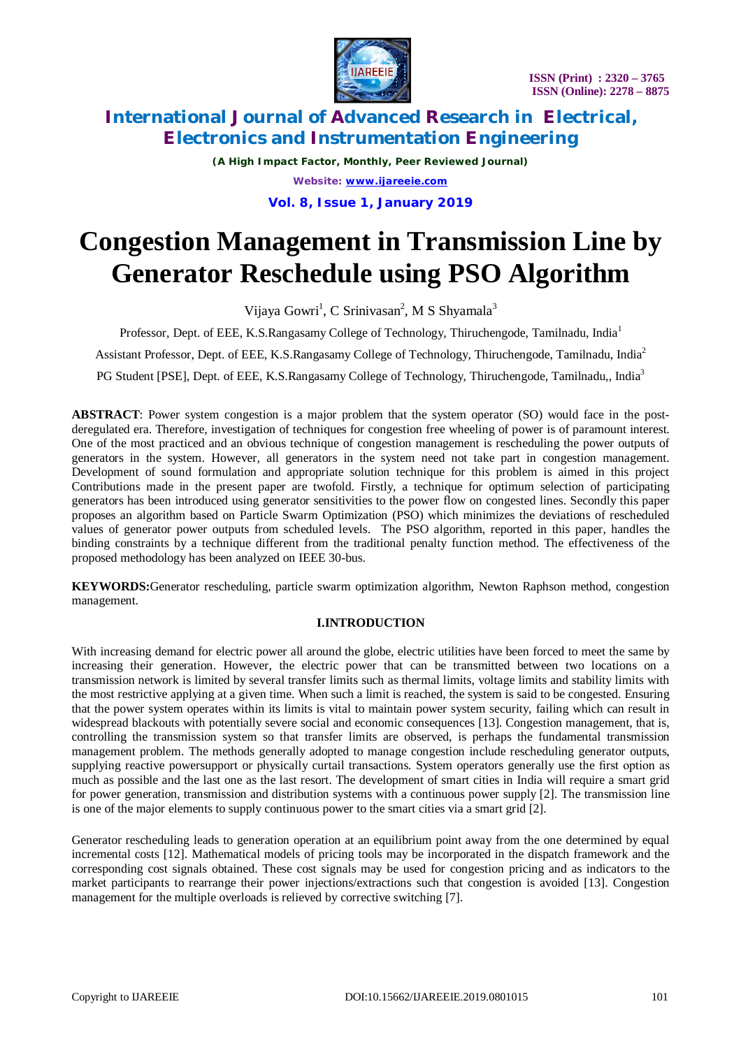# Congestion Management in Transmission Line by Generator Reschedule using PSO Algorithm

Vijaya Gowri[1], C Srinivasan[2], M S Shyamala[3]

Professor, Dept. of EEE, K.S.Rangasamy College of Technology, Thiruchengode, Tamilnadu, India[1]

Assistant Professor, Dept. of EEE, K.S.Rangasamy College of Technology, Thiruchengode, Tamilnadu, India[2]

PG Student [PSE], Dept. of EEE, K.S.Rangasamy College of Technology, Thiruchengode, Tamilnadu,, India[3]

**ABSTRACT**: Power system congestion is a major problem that the system operator (SO) would face in the post-deregulated era. Therefore, investigation of techniques for congestion free wheeling of power is of paramount interest. One of the most practiced and an obvious technique of congestion management is rescheduling the power outputs of generators in the system. However, all generators in the system need not take part in congestion management. Development of sound formulation and appropriate solution technique for this problem is aimed in this project Contributions made in the present paper are twofold. Firstly, a technique for optimum selection of participating generators has been introduced using generator sensitivities to the power flow on congested lines. Secondly this paper proposes an algorithm based on Particle Swarm Optimization (PSO) which minimizes the deviations of rescheduled values of generator power outputs from scheduled levels. The PSO algorithm, reported in this paper, handles the binding constraints by a technique different from the traditional penalty function method. The effectiveness of the proposed methodology has been analyzed on IEEE 30-bus.

**KEYWORDS:**Generator rescheduling, particle swarm optimization algorithm, Newton Raphson method, congestion management.

## I.INTRODUCTION

With increasing demand for electric power all around the globe, electric utilities have been forced to meet the same by increasing their generation. However, the electric power that can be transmitted between two locations on a transmission network is limited by several transfer limits such as thermal limits, voltage limits and stability limits with the most restrictive applying at a given time. When such a limit is reached, the system is said to be congested. Ensuring that the power system operates within its limits is vital to maintain power system security, failing which can result in widespread blackouts with potentially severe social and economic consequences [13]. Congestion management, that is, controlling the transmission system so that transfer limits are observed, is perhaps the fundamental transmission management problem. The methods generally adopted to manage congestion include rescheduling generator outputs, supplying reactive powersupport or physically curtail transactions. System operators generally use the first option as much as possible and the last one as the last resort. The development of smart cities in India will require a smart grid for power generation, transmission and distribution systems with a continuous power supply [2]. The transmission line is one of the major elements to supply continuous power to the smart cities via a smart grid [2].

Generator rescheduling leads to generation operation at an equilibrium point away from the one determined by equal incremental costs [12]. Mathematical models of pricing tools may be incorporated in the dispatch framework and the corresponding cost signals obtained. These cost signals may be used for congestion pricing and as indicators to the market participants to rearrange their power injections/extractions such that congestion is avoided [13]. Congestion management for the multiple overloads is relieved by corrective switching [7].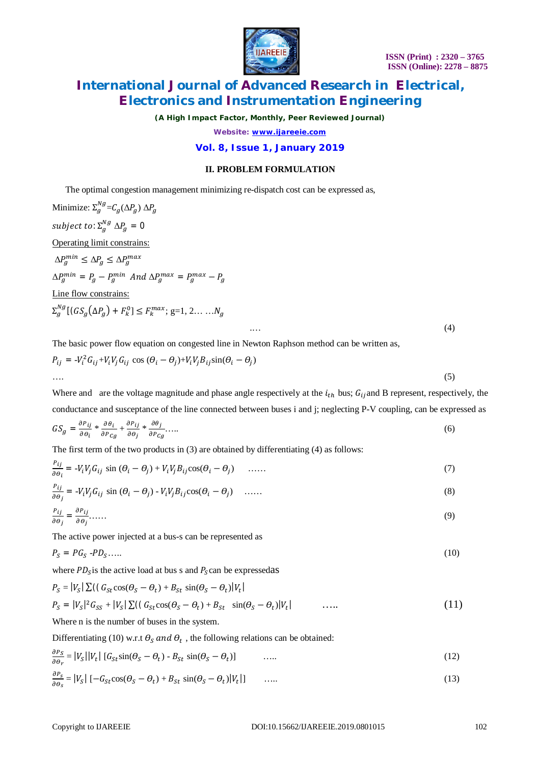## II. PROBLEM FORMULATION

The optimal congestion management minimizing re-dispatch cost can be expressed as,

Minimize: $\Sigma_g^{Ng} = C_g(\Delta P_g)\ \Delta P_g$

$subject\ to: \Sigma_g^{Ng}\ \Delta P_g = 0$

Operating limit constrains:

$\Delta P_g^{min} \leq \Delta P_g \leq \Delta P_g^{max}$

$\Delta P_g^{min} = P_g - P_g^{min}\ \ And\ \Delta P_g^{max} = P_g^{max} - P_g$

Line flow constrains:

$$\Sigma_g^{Ng}[(GS_g(\Delta P_g) + F_k^0] \leq F_k^{max};\ \text{g=1, 2… …}N_g \quad …. \quad (4)$$

The basic power flow equation on congested line in Newton Raphson method can be written as,

$$P_{ij} = -V_i^2 G_{ij} + V_i V_j G_{ij} \cos(\Theta_i - \Theta_j) + V_i V_j B_{ij} \sin(\Theta_i - \Theta_j) \quad …. \quad (5)$$

Where and are the voltage magnitude and phase angle respectively at the $i_{th}$ bus; $G_{ij}$ and B represent, respectively, the conductance and susceptance of the line connected between buses i and j; neglecting P-V coupling, can be expressed as

$$GS_g = \frac{\partial P_{ij}}{\partial \theta_i} * \frac{\partial \theta_i}{\partial P_{Cg}} + \frac{\partial P_{ij}}{\partial \theta_j} * \frac{\partial \theta_j}{\partial P_{Cg}} ….. \quad (6)$$

The first term of the two products in (3) are obtained by differentiating (4) as follows:

$$\frac{P_{ij}}{\partial \theta_i} = -V_i V_j G_{ij} \sin(\Theta_i - \Theta_j) + V_i V_j B_{ij} \cos(\Theta_i - \Theta_j) \quad …… \quad (7)$$

$$\frac{P_{ij}}{\partial \theta_j} = -V_i V_j G_{ij} \sin(\Theta_i - \Theta_j) - V_i V_j B_{ij} \cos(\Theta_i - \Theta_j) \quad …… \quad (8)$$

$$\frac{P_{ij}}{\partial \theta_j} = \frac{\partial P_{ij}}{\partial \theta_j} …… \quad (9)$$

The active power injected at a bus-s can be represented as

$$P_S = PG_S - PD_S ….. \quad (10)$$

where $PD_S$ is the active load at bus s and $P_S$ can be expressedas

$$P_S = |V_S| \sum((G_{St} \cos(\Theta_S - \Theta_t) + B_{St} \sin(\Theta_S - \Theta_t)|V_t|$$

$$P_S = |V_S|^2 G_{SS} + |V_S| \sum((G_{St} \cos(\Theta_S - \Theta_t) + B_{St} \sin(\Theta_S - \Theta_t)|V_t| \quad ….. \quad (11)$$

Where n is the number of buses in the system.

Differentiating (10) w.r.t $\Theta_S$ $and$ $\Theta_t$ , the following relations can be obtained:

$$\frac{\partial P_S}{\partial \theta_r} = |V_S||V_t|\ [G_{St} \sin(\Theta_S - \Theta_t) - B_{St} \sin(\Theta_S - \Theta_t)] \quad ….. \quad (12)$$

$$\frac{\partial P_s}{\partial \theta_s} = |V_S|\ [-G_{St} \cos(\Theta_S - \Theta_t) + B_{St} \sin(\Theta_S - \Theta_t)|V_t|] \quad ….. \quad (13)$$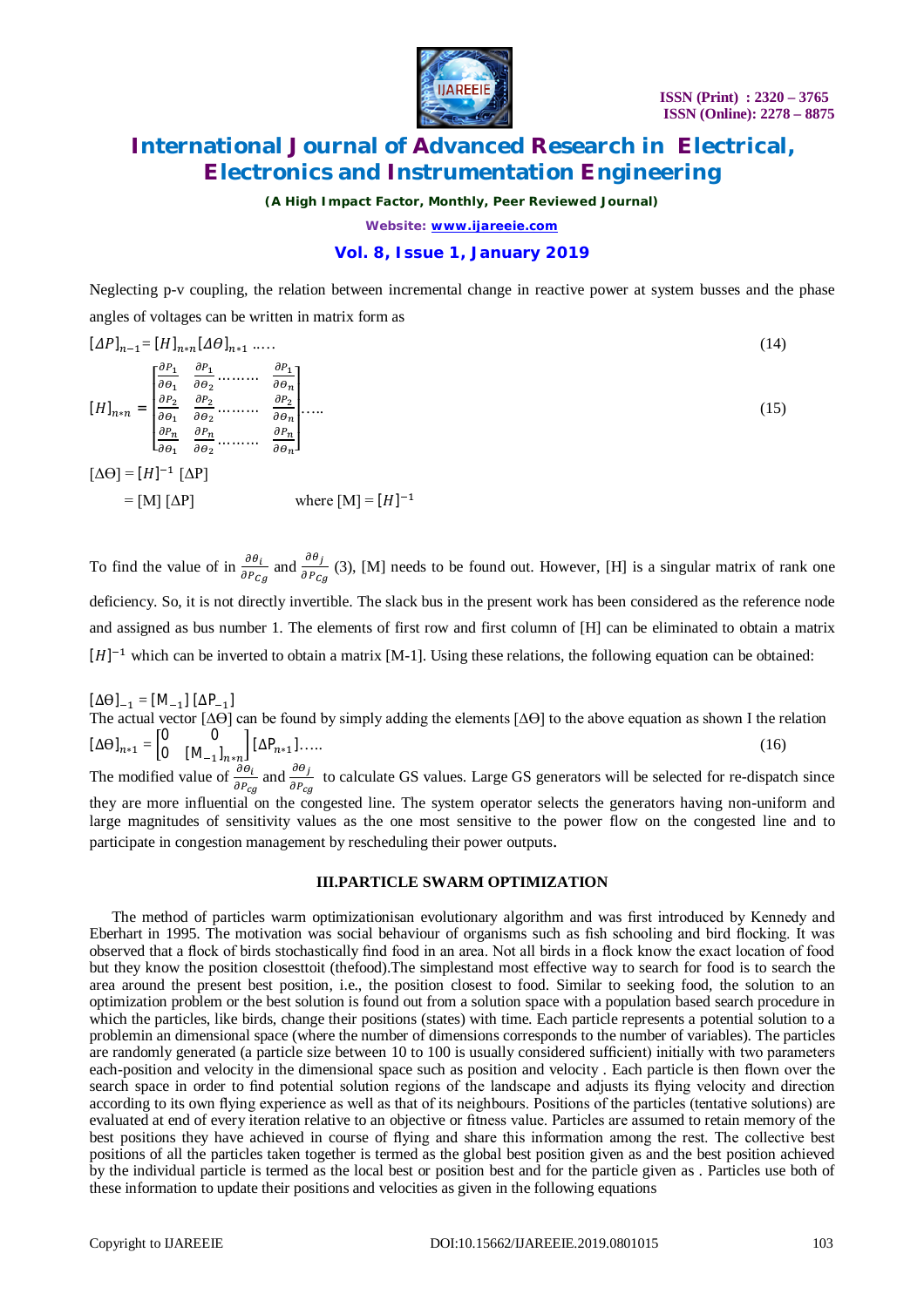Neglecting p-v coupling, the relation between incremental change in reactive power at system busses and the phase angles of voltages can be written in matrix form as

$$[\Delta P]_{n-1} = [H]_{n*n}[\Delta \Theta]_{n*1} \;\ldots.. \quad (14)$$

$$[H]_{n*n} = \begin{bmatrix} \frac{\partial P_1}{\partial \theta_1} & \frac{\partial P_1}{\partial \theta_2} \cdots\cdots & \frac{\partial P_1}{\partial \theta_n} \\ \frac{\partial P_2}{\partial \theta_1} & \frac{\partial P_2}{\partial \theta_2} \cdots\cdots & \frac{\partial P_2}{\partial \theta_n} \\ \frac{\partial P_n}{\partial \theta_1} & \frac{\partial P_n}{\partial \theta_2} \cdots\cdots & \frac{\partial P_n}{\partial \theta_n} \end{bmatrix} \ldots.. \quad (15)$$

$[\Delta\Theta] = [H]^{-1}\ [\Delta P]$

$= [M]\ [\Delta P] \qquad$ where $[M] = [H]^{-1}$

To find the value of in $\frac{\partial \theta_i}{\partial P_{Cg}}$ and $\frac{\partial \theta_j}{\partial P_{Cg}}$ (3), [M] needs to be found out. However, [H] is a singular matrix of rank one deficiency. So, it is not directly invertible. The slack bus in the present work has been considered as the reference node and assigned as bus number 1. The elements of first row and first column of [H] can be eliminated to obtain a matrix $[H]^{-1}$ which can be inverted to obtain a matrix [M-1]. Using these relations, the following equation can be obtained:

$[\Delta\Theta]_{-1} = [M_{-1}]\ [\Delta P_{-1}]$

The actual vector $[\Delta\Theta]$ can be found by simply adding the elements $[\Delta\Theta]$ to the above equation as shown I the relation

$$[\Delta\Theta]_{n*1} = \begin{bmatrix} 0 & 0 \\ 0 & [M_{-1}]_{n*n} \end{bmatrix} [\Delta P_{n*1}] \ldots.. \quad (16)$$

The modified value of $\frac{\partial \theta_i}{\partial P_{cg}}$ and $\frac{\partial \theta_j}{\partial P_{cg}}$ to calculate GS values. Large GS generators will be selected for re-dispatch since they are more influential on the congested line. The system operator selects the generators having non-uniform and large magnitudes of sensitivity values as the one most sensitive to the power flow on the congested line and to participate in congestion management by rescheduling their power outputs.

## III.PARTICLE SWARM OPTIMIZATION

The method of particles warm optimizationisan evolutionary algorithm and was first introduced by Kennedy and Eberhart in 1995. The motivation was social behaviour of organisms such as fish schooling and bird flocking. It was observed that a flock of birds stochastically find food in an area. Not all birds in a flock know the exact location of food but they know the position closesttoit (thefood).The simplestand most effective way to search for food is to search the area around the present best position, i.e., the position closest to food. Similar to seeking food, the solution to an optimization problem or the best solution is found out from a solution space with a population based search procedure in which the particles, like birds, change their positions (states) with time. Each particle represents a potential solution to a problemin an dimensional space (where the number of dimensions corresponds to the number of variables). The particles are randomly generated (a particle size between 10 to 100 is usually considered sufficient) initially with two parameters each-position and velocity in the dimensional space such as position and velocity . Each particle is then flown over the search space in order to find potential solution regions of the landscape and adjusts its flying velocity and direction according to its own flying experience as well as that of its neighbours. Positions of the particles (tentative solutions) are evaluated at end of every iteration relative to an objective or fitness value. Particles are assumed to retain memory of the best positions they have achieved in course of flying and share this information among the rest. The collective best positions of all the particles taken together is termed as the global best position given as and the best position achieved by the individual particle is termed as the local best or position best and for the particle given as . Particles use both of these information to update their positions and velocities as given in the following equations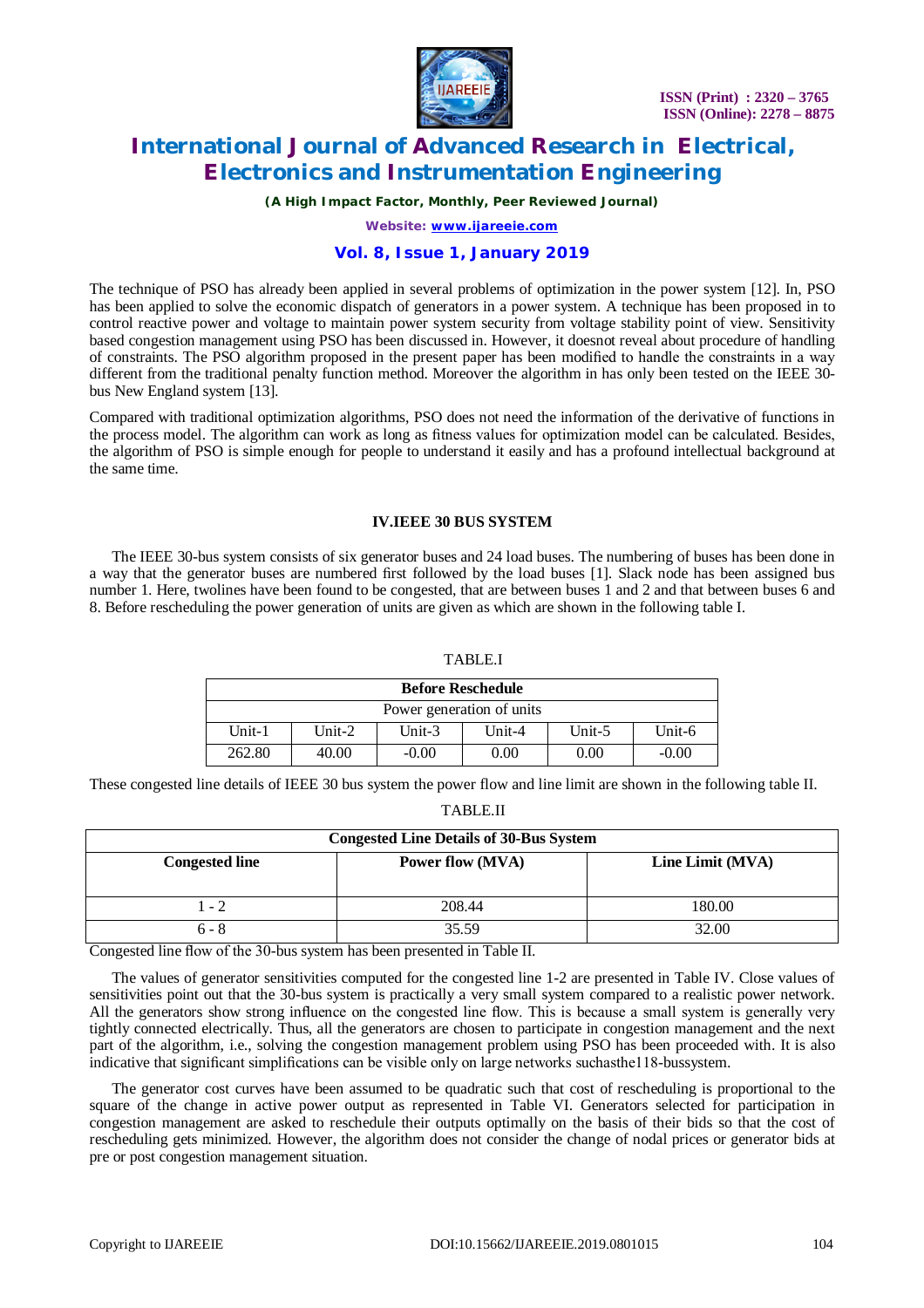The technique of PSO has already been applied in several problems of optimization in the power system [12]. In, PSO has been applied to solve the economic dispatch of generators in a power system. A technique has been proposed in to control reactive power and voltage to maintain power system security from voltage stability point of view. Sensitivity based congestion management using PSO has been discussed in. However, it doesnot reveal about procedure of handling of constraints. The PSO algorithm proposed in the present paper has been modified to handle the constraints in a way different from the traditional penalty function method. Moreover the algorithm in has only been tested on the IEEE 30-bus New England system [13].

Compared with traditional optimization algorithms, PSO does not need the information of the derivative of functions in the process model. The algorithm can work as long as fitness values for optimization model can be calculated. Besides, the algorithm of PSO is simple enough for people to understand it easily and has a profound intellectual background at the same time.

## IV.IEEE 30 BUS SYSTEM

The IEEE 30-bus system consists of six generator buses and 24 load buses. The numbering of buses has been done in a way that the generator buses are numbered first followed by the load buses [1]. Slack node has been assigned bus number 1. Here, twolines have been found to be congested, that are between buses 1 and 2 and that between buses 6 and 8. Before rescheduling the power generation of units are given as which are shown in the following table I.

TABLE.I

| **Before Reschedule** | | | | | |
|---|---|---|---|---|---|
| Power generation of units | | | | | |
| Unit-1 | Unit-2 | Unit-3 | Unit-4 | Unit-5 | Unit-6 |
| 262.80 | 40.00 | -0.00 | 0.00 | 0.00 | -0.00 |

These congested line details of IEEE 30 bus system the power flow and line limit are shown in the following table II.

TABLE.II

| **Congested Line Details of 30-Bus System** | | |
|---|---|---|
| **Congested line** | **Power flow (MVA)** | **Line Limit (MVA)** |
| 1 - 2 | 208.44 | 180.00 |
| 6 - 8 | 35.59 | 32.00 |

Congested line flow of the 30-bus system has been presented in Table II.

The values of generator sensitivities computed for the congested line 1-2 are presented in Table IV. Close values of sensitivities point out that the 30-bus system is practically a very small system compared to a realistic power network. All the generators show strong influence on the congested line flow. This is because a small system is generally very tightly connected electrically. Thus, all the generators are chosen to participate in congestion management and the next part of the algorithm, i.e., solving the congestion management problem using PSO has been proceeded with. It is also indicative that significant simplifications can be visible only on large networks suchasthe118-bussystem.

The generator cost curves have been assumed to be quadratic such that cost of rescheduling is proportional to the square of the change in active power output as represented in Table VI. Generators selected for participation in congestion management are asked to reschedule their outputs optimally on the basis of their bids so that the cost of rescheduling gets minimized. However, the algorithm does not consider the change of nodal prices or generator bids at pre or post congestion management situation.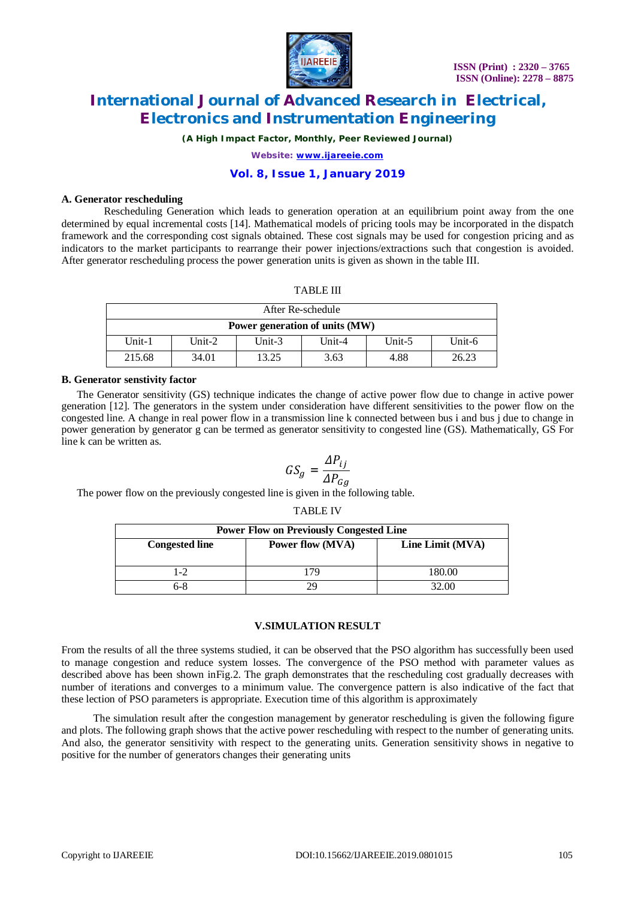### A. Generator rescheduling

Rescheduling Generation which leads to generation operation at an equilibrium point away from the one determined by equal incremental costs [14]. Mathematical models of pricing tools may be incorporated in the dispatch framework and the corresponding cost signals obtained. These cost signals may be used for congestion pricing and as indicators to the market participants to rearrange their power injections/extractions such that congestion is avoided. After generator rescheduling process the power generation units is given as shown in the table III.

TABLE III

| After Re-schedule | | | | | |
|---|---|---|---|---|---|
| **Power generation of units (MW)** | | | | | |
| Unit-1 | Unit-2 | Unit-3 | Unit-4 | Unit-5 | Unit-6 |
| 215.68 | 34.01 | 13.25 | 3.63 | 4.88 | 26.23 |

### B. Generator senstivity factor

The Generator sensitivity (GS) technique indicates the change of active power flow due to change in active power generation [12]. The generators in the system under consideration have different sensitivities to the power flow on the congested line. A change in real power flow in a transmission line k connected between bus i and bus j due to change in power generation by generator g can be termed as generator sensitivity to congested line (GS). Mathematically, GS For line k can be written as.

$$GS_g = \frac{\Delta P_{ij}}{\Delta P_{Gg}}$$

The power flow on the previously congested line is given in the following table.

TABLE IV

| **Power Flow on Previously Congested Line** | | |
|---|---|---|
| **Congested line** | **Power flow (MVA)** | **Line Limit (MVA)** |
| 1-2 | 179 | 180.00 |
| 6-8 | 29 | 32.00 |

### V.SIMULATION RESULT

From the results of all the three systems studied, it can be observed that the PSO algorithm has successfully been used to manage congestion and reduce system losses. The convergence of the PSO method with parameter values as described above has been shown inFig.2. The graph demonstrates that the rescheduling cost gradually decreases with number of iterations and converges to a minimum value. The convergence pattern is also indicative of the fact that these lection of PSO parameters is appropriate. Execution time of this algorithm is approximately

The simulation result after the congestion management by generator rescheduling is given the following figure and plots. The following graph shows that the active power rescheduling with respect to the number of generating units. And also, the generator sensitivity with respect to the generating units. Generation sensitivity shows in negative to positive for the number of generators changes their generating units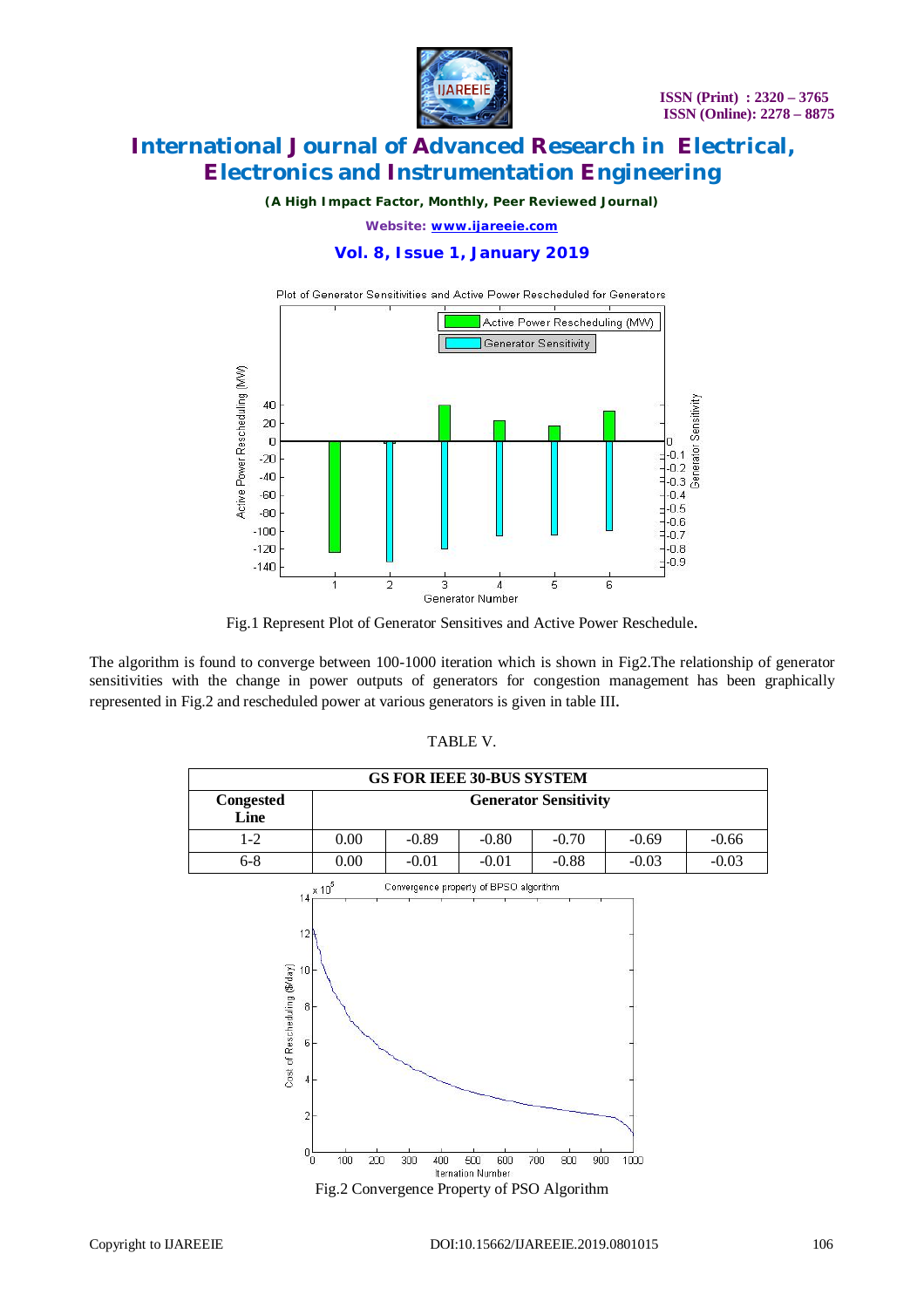Fig.1 Represent Plot of Generator Sensitives and Active Power Reschedule.

The algorithm is found to converge between 100-1000 iteration which is shown in Fig2.The relationship of generator sensitivities with the change in power outputs of generators for congestion management has been graphically represented in Fig.2 and rescheduled power at various generators is given in table III.

TABLE V.

| GS FOR IEEE 30-BUS SYSTEM | | | | | | |
|---|---|---|---|---|---|---|
| **Congested Line** | **Generator Sensitivity** | | | | | |
| 1-2 | 0.00 | -0.89 | -0.80 | -0.70 | -0.69 | -0.66 |
| 6-8 | 0.00 | -0.01 | -0.01 | -0.88 | -0.03 | -0.03 |

Fig.2 Convergence Property of PSO Algorithm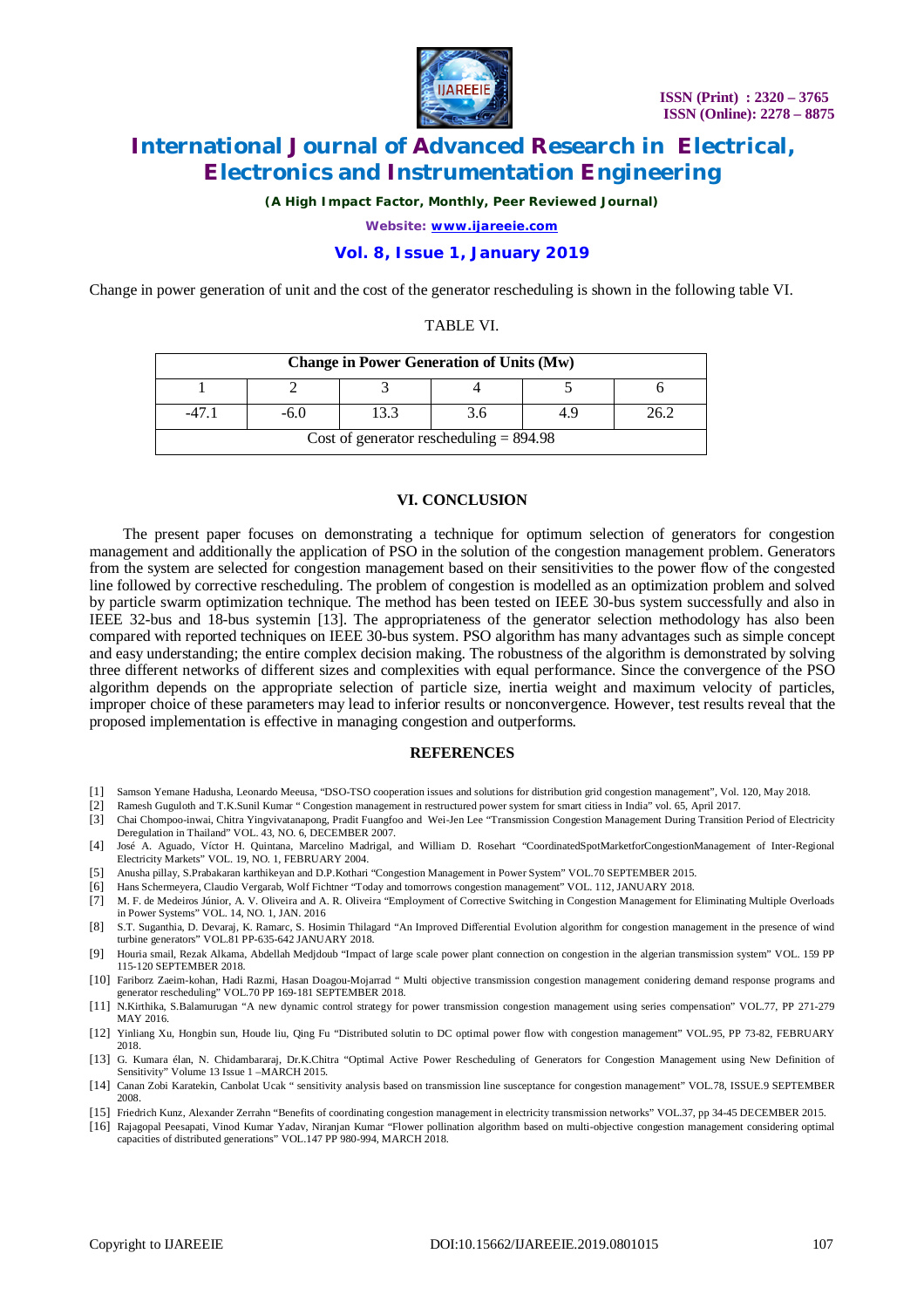Change in power generation of unit and the cost of the generator rescheduling is shown in the following table VI.

TABLE VI.

| Change in Power Generation of Units (Mw) | | | | | |
|---|---|---|---|---|---|
| 1 | 2 | 3 | 4 | 5 | 6 |
| -47.1 | -6.0 | 13.3 | 3.6 | 4.9 | 26.2 |
| Cost of generator rescheduling = 894.98 | | | | | |

## VI. CONCLUSION

The present paper focuses on demonstrating a technique for optimum selection of generators for congestion management and additionally the application of PSO in the solution of the congestion management problem. Generators from the system are selected for congestion management based on their sensitivities to the power flow of the congested line followed by corrective rescheduling. The problem of congestion is modelled as an optimization problem and solved by particle swarm optimization technique. The method has been tested on IEEE 30-bus system successfully and also in IEEE 32-bus and 18-bus systemin [13]. The appropriateness of the generator selection methodology has also been compared with reported techniques on IEEE 30-bus system. PSO algorithm has many advantages such as simple concept and easy understanding; the entire complex decision making. The robustness of the algorithm is demonstrated by solving three different networks of different sizes and complexities with equal performance. Since the convergence of the PSO algorithm depends on the appropriate selection of particle size, inertia weight and maximum velocity of particles, improper choice of these parameters may lead to inferior results or nonconvergence. However, test results reveal that the proposed implementation is effective in managing congestion and outperforms.

## REFERENCES

[1] Samson Yemane Hadusha, Leonardo Meeusa, "DSO-TSO cooperation issues and solutions for distribution grid congestion management", Vol. 120, May 2018.

[2] Ramesh Guguloth and T.K.Sunil Kumar " Congestion management in restructured power system for smart citiess in India" vol. 65, April 2017.

[3] Chai Chompoo-inwai, Chitra Yingvivatanapong, Pradit Fuangfoo and Wei-Jen Lee "Transmission Congestion Management During Transition Period of Electricity Deregulation in Thailand" VOL. 43, NO. 6, DECEMBER 2007.

[4] José A. Aguado, Víctor H. Quintana, Marcelino Madrigal, and William D. Rosehart "CoordinatedSpotMarketforCongestionManagement of Inter-Regional Electricity Markets" VOL. 19, NO. 1, FEBRUARY 2004.

[5] Anusha pillay, S.Prabakaran karthikeyan and D.P.Kothari "Congestion Management in Power System" VOL.70 SEPTEMBER 2015.

[6] Hans Schermeyera, Claudio Vergarab, Wolf Fichtner "Today and tomorrows congestion management" VOL. 112, JANUARY 2018.

[7] M. F. de Medeiros Júnior, A. V. Oliveira and A. R. Oliveira "Employment of Corrective Switching in Congestion Management for Eliminating Multiple Overloads in Power Systems" VOL. 14, NO. 1, JAN. 2016

[8] S.T. Suganthia, D. Devaraj, K. Ramarc, S. Hosimin Thilagard "An Improved Differential Evolution algorithm for congestion management in the presence of wind turbine generators" VOL.81 PP-635-642 JANUARY 2018.

[9] Houria smail, Rezak Alkama, Abdellah Medjdoub "Impact of large scale power plant connection on congestion in the algerian transmission system" VOL. 159 PP 115-120 SEPTEMBER 2018.

[10] Fariborz Zaeim-kohan, Hadi Razmi, Hasan Doagou-Mojarrad " Multi objective transmission congestion management conidering demand response programs and generator rescheduling" VOL.70 PP 169-181 SEPTEMBER 2018.

[11] N.Kirthika, S.Balamurugan "A new dynamic control strategy for power transmission congestion management using series compensation" VOL.77, PP 271-279 MAY 2016.

[12] Yinliang Xu, Hongbin sun, Houde liu, Qing Fu "Distributed solutin to DC optimal power flow with congestion management" VOL.95, PP 73-82, FEBRUARY 2018.

[13] G. Kumara élan, N. Chidambararaj, Dr.K.Chitra "Optimal Active Power Rescheduling of Generators for Congestion Management using New Definition of Sensitivity" Volume 13 Issue 1 –MARCH 2015.

[14] Canan Zobi Karatekin, Canbolat Ucak " sensitivity analysis based on transmission line susceptance for congestion management" VOL.78, ISSUE.9 SEPTEMBER 2008.

[15] Friedrich Kunz, Alexander Zerrahn "Benefits of coordinating congestion management in electricity transmission networks" VOL.37, pp 34-45 DECEMBER 2015.

[16] Rajagopal Peesapati, Vinod Kumar Yadav, Niranjan Kumar "Flower pollination algorithm based on multi-objective congestion management considering optimal capacities of distributed generations" VOL.147 PP 980-994, MARCH 2018.